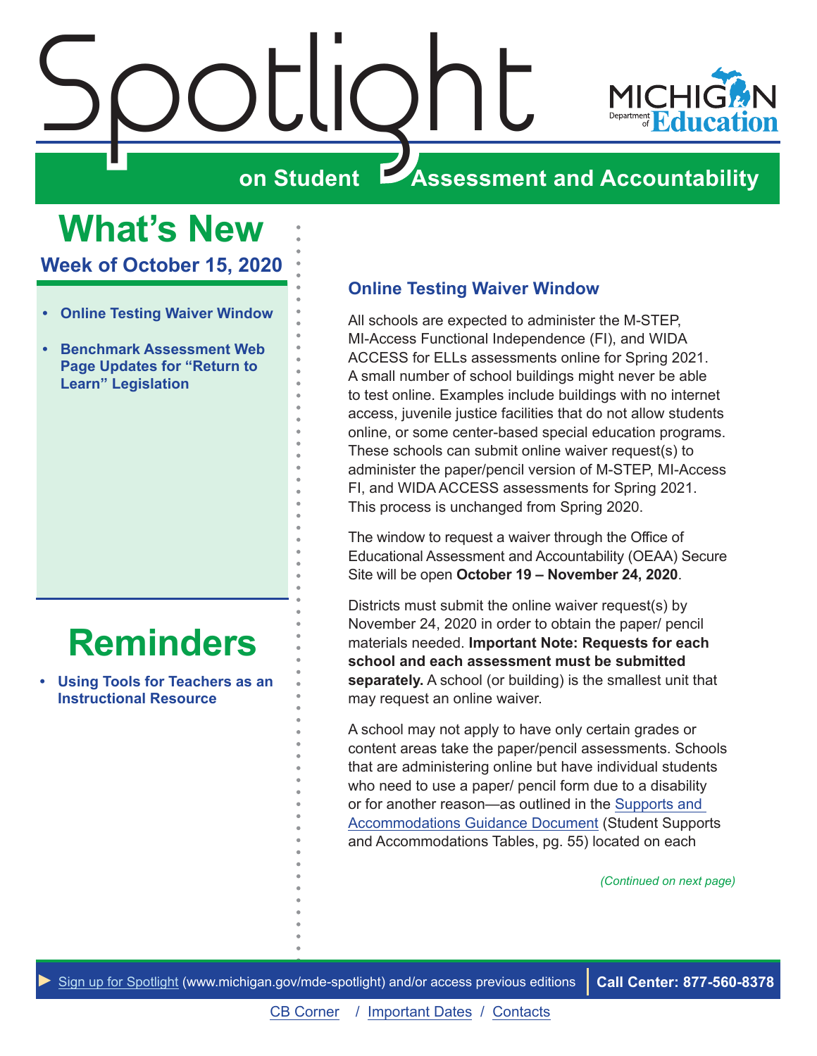# Spotlight

## on Student Assessment and Accountability

# What's New

### Week of October 15, 2020

- **Online Testing Waiver Window**
- **Benchmark Assessment Web Page Updates for "Return to Learn" Legislation**

# Reminders

- **Using Tools for Teachers as an Instructional Resource**

## Online Testing Waiver Window

All schools are expected to administer the M-STEP, MI-Access Functional Independence (FI), and WIDA ACCESS for ELLs assessments online for Spring 2021. A small number of school buildings might never be able to test online. Examples include buildings with no internet access, juvenile justice facilities that do not allow students online, or some center-based special education programs. These schools can submit online waiver request(s) to administer the paper/pencil version of M-STEP, MI-Access FI, and WIDA ACCESS assessments for Spring 2021. This process is unchanged from Spring 2020.

The window to request a waiver through the Office of Educational Assessment and Accountability (OEAA) Secure Site will be open **October 19 – November 24, 2020**.

Districts must submit the online waiver request(s) by November 24, 2020 in order to obtain the paper/ pencil materials needed. **Important Note: Requests for each school and each assessment must be submitted separately.** A school (or building) is the smallest unit that may request an online waiver.

A school may not apply to have only certain grades or content areas take the paper/pencil assessments. Schools that are administering online but have individual students who need to use a paper/ pencil form due to a disability or for another reason—as outlined in the Supports and Accommodations Guidance Document (Student Supports and Accommodations Tables, pg. 55) located on each

*(Continued on next page)*

Sign up for Spotlight (www.michigan.gov/mde-spotlight) and/or access previous editions | **Call Center: 877-560-8378**

CB Corner / Important Dates / Contacts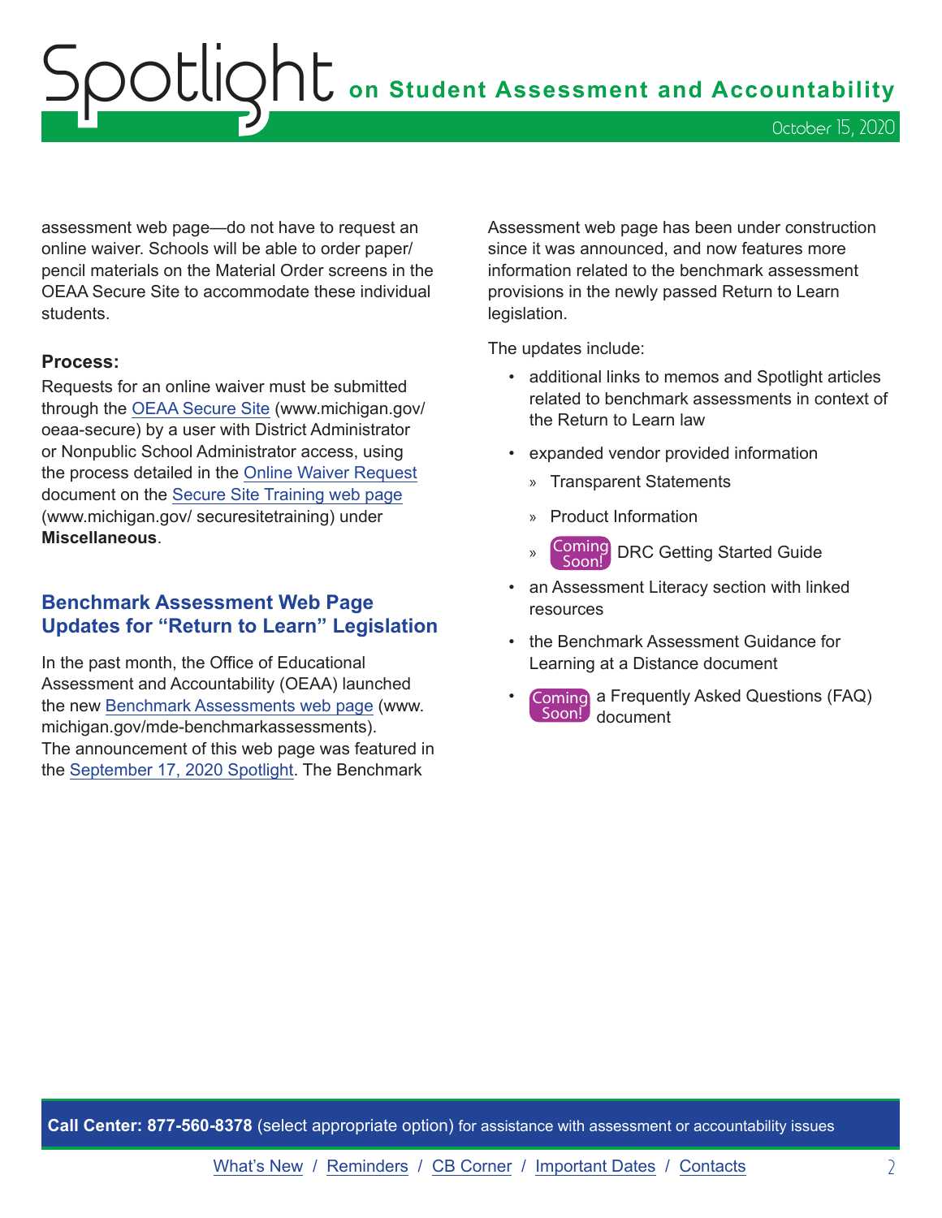assessment web page—do not have to request an online waiver. Schools will be able to order paper/pencil materials on the Material Order screens in the OEAA Secure Site to accommodate these individual students.

**Process:**
Requests for an online waiver must be submitted through the OEAA Secure Site (www.michigan.gov/oeaa-secure) by a user with District Administrator or Nonpublic School Administrator access, using the process detailed in the Online Waiver Request document on the Secure Site Training web page (www.michigan.gov/ securesitetraining) under **Miscellaneous**.

## Benchmark Assessment Web Page Updates for "Return to Learn" Legislation

In the past month, the Office of Educational Assessment and Accountability (OEAA) launched the new Benchmark Assessments web page (www.michigan.gov/mde-benchmarkassessments). The announcement of this web page was featured in the September 17, 2020 Spotlight. The Benchmark Assessment web page has been under construction since it was announced, and now features more information related to the benchmark assessment provisions in the newly passed Return to Learn legislation.

The updates include:

- additional links to memos and Spotlight articles related to benchmark assessments in context of the Return to Learn law
- expanded vendor provided information
  - Transparent Statements
  - Product Information
  - Coming Soon! DRC Getting Started Guide
- an Assessment Literacy section with linked resources
- the Benchmark Assessment Guidance for Learning at a Distance document
- Coming Soon! a Frequently Asked Questions (FAQ) document

**Call Center: 877-560-8378** (select appropriate option) for assistance with assessment or accountability issues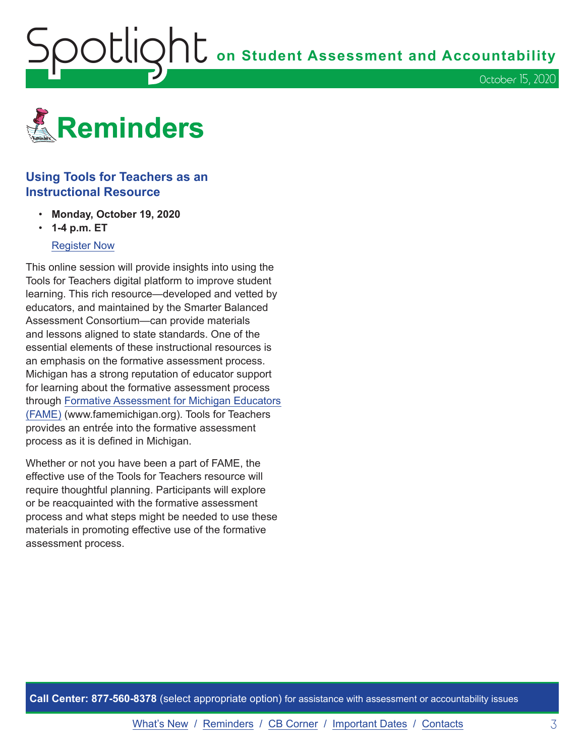# Reminders

### Using Tools for Teachers as an Instructional Resource

- **Monday, October 19, 2020**
- **1-4 p.m. ET**

[Register Now]

This online session will provide insights into using the Tools for Teachers digital platform to improve student learning. This rich resource—developed and vetted by educators, and maintained by the Smarter Balanced Assessment Consortium—can provide materials and lessons aligned to state standards. One of the essential elements of these instructional resources is an emphasis on the formative assessment process. Michigan has a strong reputation of educator support for learning about the formative assessment process through Formative Assessment for Michigan Educators (FAME) (www.famemichigan.org). Tools for Teachers provides an entrée into the formative assessment process as it is defined in Michigan.

Whether or not you have been a part of FAME, the effective use of the Tools for Teachers resource will require thoughtful planning. Participants will explore or be reacquainted with the formative assessment process and what steps might be needed to use these materials in promoting effective use of the formative assessment process.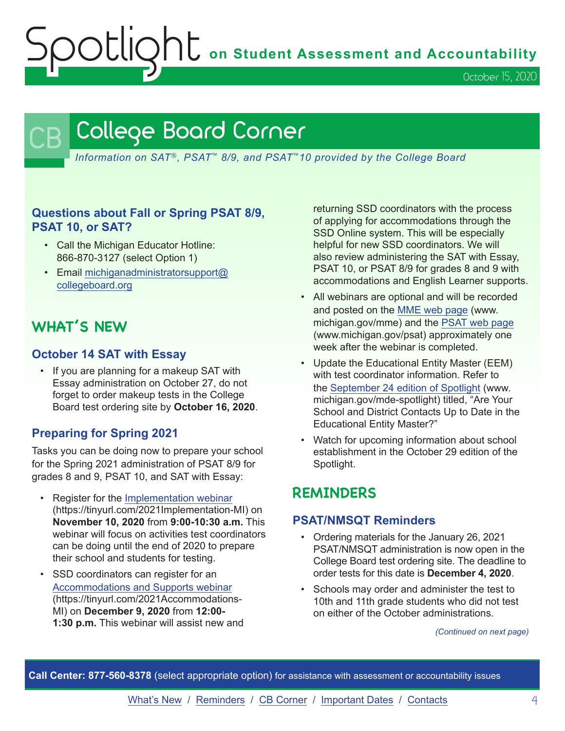# College Board Corner

*Information on SAT®, PSAT™ 8/9, and PSAT™10 provided by the College Board*

### Questions about Fall or Spring PSAT 8/9, PSAT 10, or SAT?

- Call the Michigan Educator Hotline: 866-870-3127 (select Option 1)
- Email michiganadministratorsupport@collegeboard.org

## WHAT'S NEW

### October 14 SAT with Essay

- If you are planning for a makeup SAT with Essay administration on October 27, do not forget to order makeup tests in the College Board test ordering site by **October 16, 2020**.

### Preparing for Spring 2021

Tasks you can be doing now to prepare your school for the Spring 2021 administration of PSAT 8/9 for grades 8 and 9, PSAT 10, and SAT with Essay:

- Register for the Implementation webinar (https://tinyurl.com/2021Implementation-MI) on **November 10, 2020** from **9:00-10:30 a.m.** This webinar will focus on activities test coordinators can be doing until the end of 2020 to prepare their school and students for testing.
- SSD coordinators can register for an Accommodations and Supports webinar (https://tinyurl.com/2021Accommodations-MI) on **December 9, 2020** from **12:00-1:30 p.m.** This webinar will assist new and returning SSD coordinators with the process of applying for accommodations through the SSD Online system. This will be especially helpful for new SSD coordinators. We will also review administering the SAT with Essay, PSAT 10, or PSAT 8/9 for grades 8 and 9 with accommodations and English Learner supports.
- All webinars are optional and will be recorded and posted on the MME web page (www.michigan.gov/mme) and the PSAT web page (www.michigan.gov/psat) approximately one week after the webinar is completed.
- Update the Educational Entity Master (EEM) with test coordinator information. Refer to the September 24 edition of Spotlight (www.michigan.gov/mde-spotlight) titled, "Are Your School and District Contacts Up to Date in the Educational Entity Master?"
- Watch for upcoming information about school establishment in the October 29 edition of the Spotlight.

## REMINDERS

### PSAT/NMSQT Reminders

- Ordering materials for the January 26, 2021 PSAT/NMSQT administration is now open in the College Board test ordering site. The deadline to order tests for this date is **December 4, 2020**.
- Schools may order and administer the test to 10th and 11th grade students who did not test on either of the October administrations.

*(Continued on next page)*

**Call Center: 877-560-8378** (select appropriate option) for assistance with assessment or accountability issues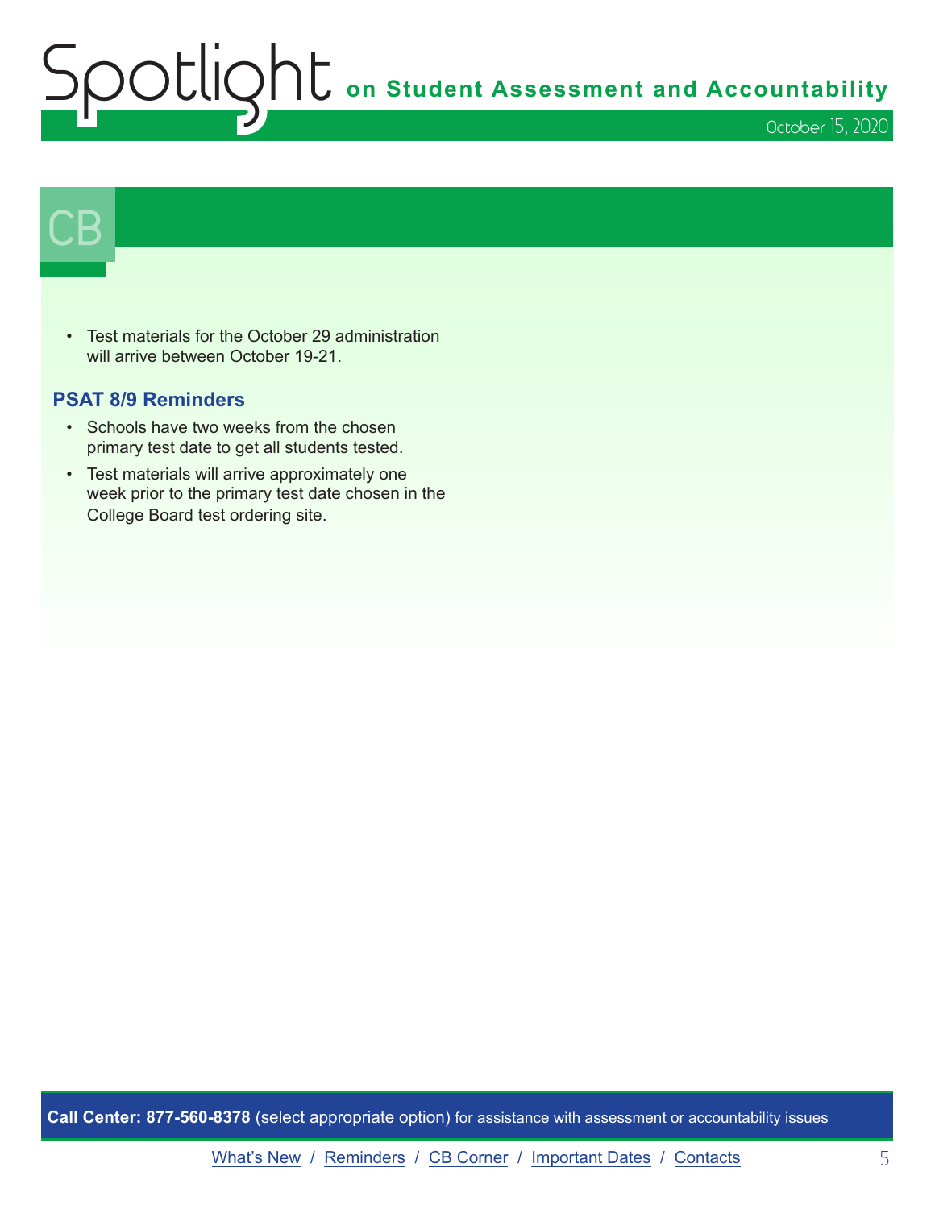# CB

- Test materials for the October 29 administration will arrive between October 19-21.

### PSAT 8/9 Reminders

- Schools have two weeks from the chosen primary test date to get all students tested.
- Test materials will arrive approximately one week prior to the primary test date chosen in the College Board test ordering site.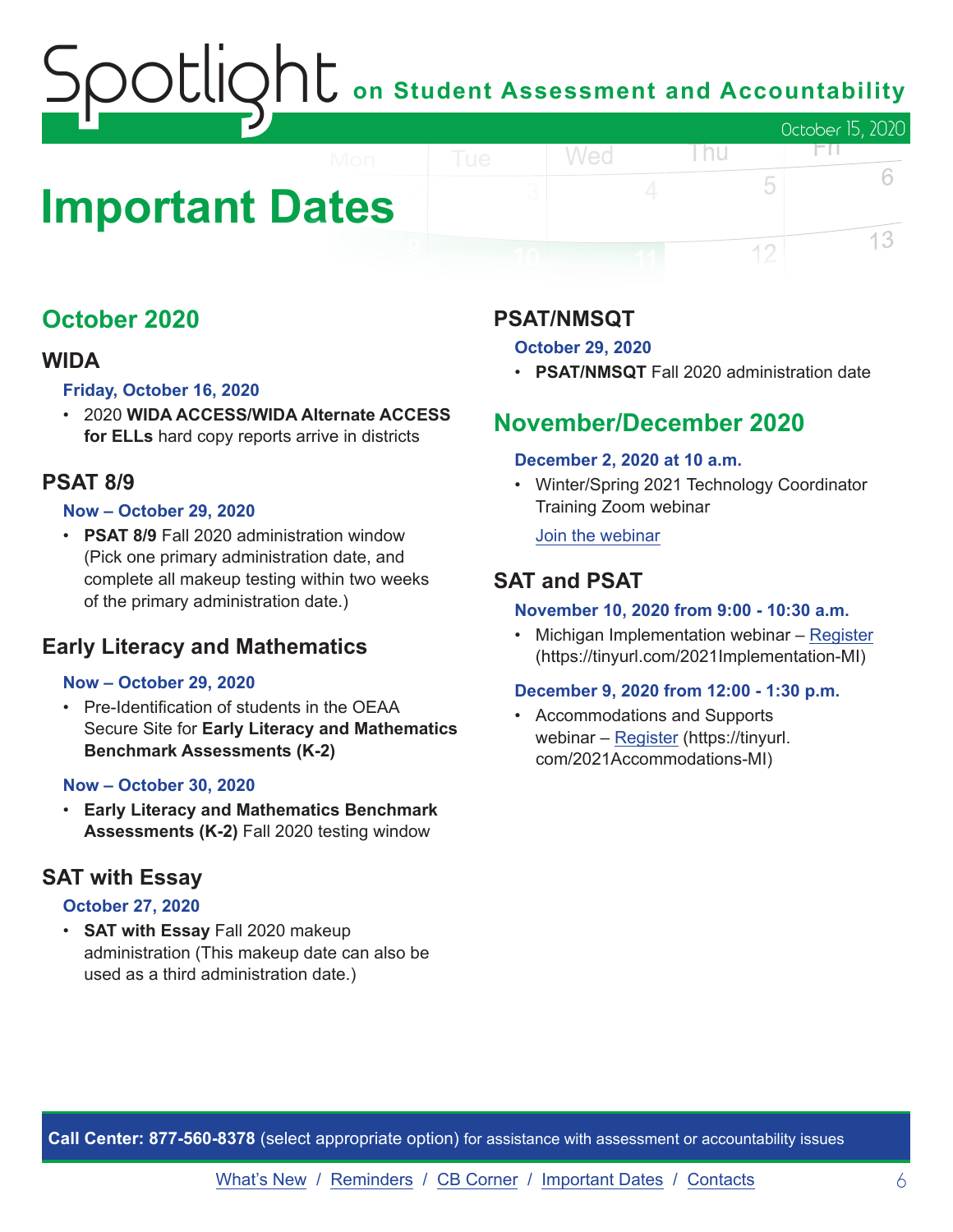# Important Dates

## October 2020

### WIDA

**Friday, October 16, 2020**

- 2020 **WIDA ACCESS/WIDA Alternate ACCESS for ELLs** hard copy reports arrive in districts

### PSAT 8/9

**Now – October 29, 2020**

- **PSAT 8/9** Fall 2020 administration window (Pick one primary administration date, and complete all makeup testing within two weeks of the primary administration date.)

### Early Literacy and Mathematics

**Now – October 29, 2020**

- Pre-Identification of students in the OEAA Secure Site for **Early Literacy and Mathematics Benchmark Assessments (K-2)**

**Now – October 30, 2020**

- **Early Literacy and Mathematics Benchmark Assessments (K-2)** Fall 2020 testing window

### SAT with Essay

**October 27, 2020**

- **SAT with Essay** Fall 2020 makeup administration (This makeup date can also be used as a third administration date.)

### PSAT/NMSQT

**October 29, 2020**

- **PSAT/NMSQT** Fall 2020 administration date

## November/December 2020

**December 2, 2020 at 10 a.m.**

- Winter/Spring 2021 Technology Coordinator Training Zoom webinar

  Join the webinar

### SAT and PSAT

**November 10, 2020 from 9:00 - 10:30 a.m.**

- Michigan Implementation webinar – Register (https://tinyurl.com/2021Implementation-MI)

**December 9, 2020 from 12:00 - 1:30 p.m.**

- Accommodations and Supports webinar – Register (https://tinyurl.com/2021Accommodations-MI)

**Call Center: 877-560-8378** (select appropriate option) for assistance with assessment or accountability issues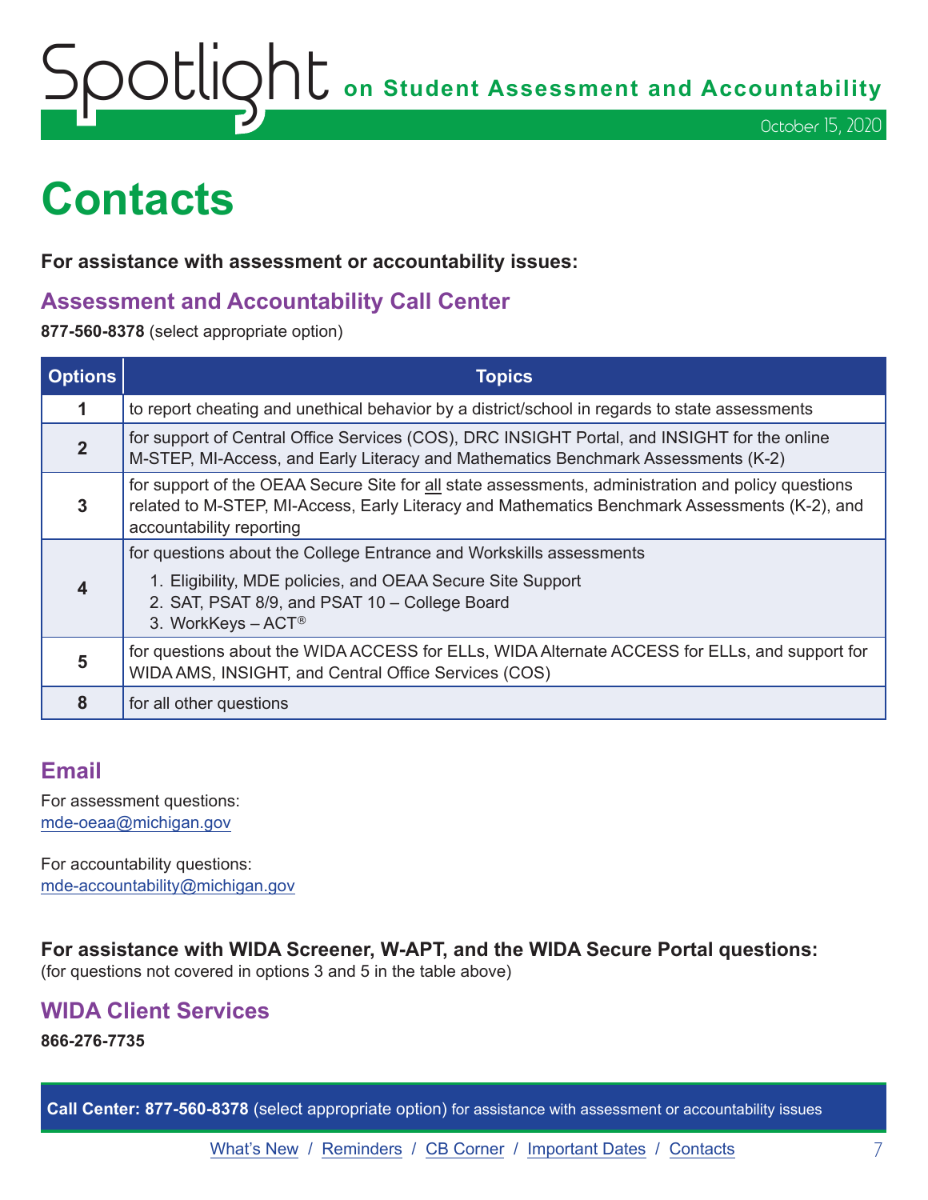# Contacts

**For assistance with assessment or accountability issues:**

## Assessment and Accountability Call Center

**877-560-8378** (select appropriate option)

| Options | Topics |
|---|---|
| **1** | to report cheating and unethical behavior by a district/school in regards to state assessments |
| **2** | for support of Central Office Services (COS), DRC INSIGHT Portal, and INSIGHT for the online M-STEP, MI-Access, and Early Literacy and Mathematics Benchmark Assessments (K-2) |
| **3** | for support of the OEAA Secure Site for all state assessments, administration and policy questions related to M-STEP, MI-Access, Early Literacy and Mathematics Benchmark Assessments (K-2), and accountability reporting |
| **4** | for questions about the College Entrance and Workskills assessments<br>1. Eligibility, MDE policies, and OEAA Secure Site Support<br>2. SAT, PSAT 8/9, and PSAT 10 – College Board<br>3. WorkKeys – ACT® |
| **5** | for questions about the WIDA ACCESS for ELLs, WIDA Alternate ACCESS for ELLs, and support for WIDA AMS, INSIGHT, and Central Office Services (COS) |
| **8** | for all other questions |

## Email

For assessment questions:
mde-oeaa@michigan.gov

For accountability questions:
mde-accountability@michigan.gov

**For assistance with WIDA Screener, W-APT, and the WIDA Secure Portal questions:**
(for questions not covered in options 3 and 5 in the table above)

## WIDA Client Services

**866-276-7735**